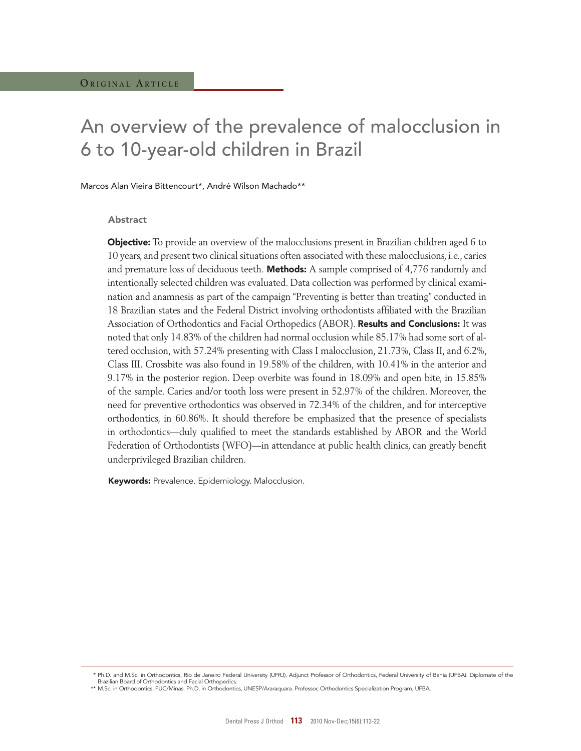Original Article

# An overview of the prevalence of malocclusion in 6 to 10-year-old children in Brazil

Marcos Alan Vieira Bittencourt*, André Wilson Machado**

## Abstract

**Objective:** To provide an overview of the malocclusions present in Brazilian children aged 6 to 10 years, and present two clinical situations often associated with these malocclusions, i.e., caries and premature loss of deciduous teeth. **Methods:** A sample comprised of 4,776 randomly and intentionally selected children was evaluated. Data collection was performed by clinical examination and anamnesis as part of the campaign "Preventing is better than treating" conducted in 18 Brazilian states and the Federal District involving orthodontists affiliated with the Brazilian Association of Orthodontics and Facial Orthopedics (ABOR). **Results and Conclusions:** It was noted that only 14.83% of the children had normal occlusion while 85.17% had some sort of altered occlusion, with 57.24% presenting with Class I malocclusion, 21.73%, Class II, and 6.2%, Class III. Crossbite was also found in 19.58% of the children, with 10.41% in the anterior and 9.17% in the posterior region. Deep overbite was found in 18.09% and open bite, in 15.85% of the sample. Caries and/or tooth loss were present in 52.97% of the children. Moreover, the need for preventive orthodontics was observed in 72.34% of the children, and for interceptive orthodontics, in 60.86%. It should therefore be emphasized that the presence of specialists in orthodontics—duly qualified to meet the standards established by ABOR and the World Federation of Orthodontists (WFO)—in attendance at public health clinics, can greatly benefit underprivileged Brazilian children.

**Keywords:** Prevalence. Epidemiology. Malocclusion.

\* Ph.D. and M.Sc. in Orthodontics, Rio de Janeiro Federal University (UFRJ). Adjunct Professor of Orthodontics, Federal University of Bahia (UFBA). Diplomate of the Brazilian Board of Orthodontics and Facial Orthopedics.

\*\* M.Sc. in Orthodontics, PUC/Minas. Ph.D. in Orthodontics, UNESP/Araraquara. Professor, Orthodontics Specialization Program, UFBA.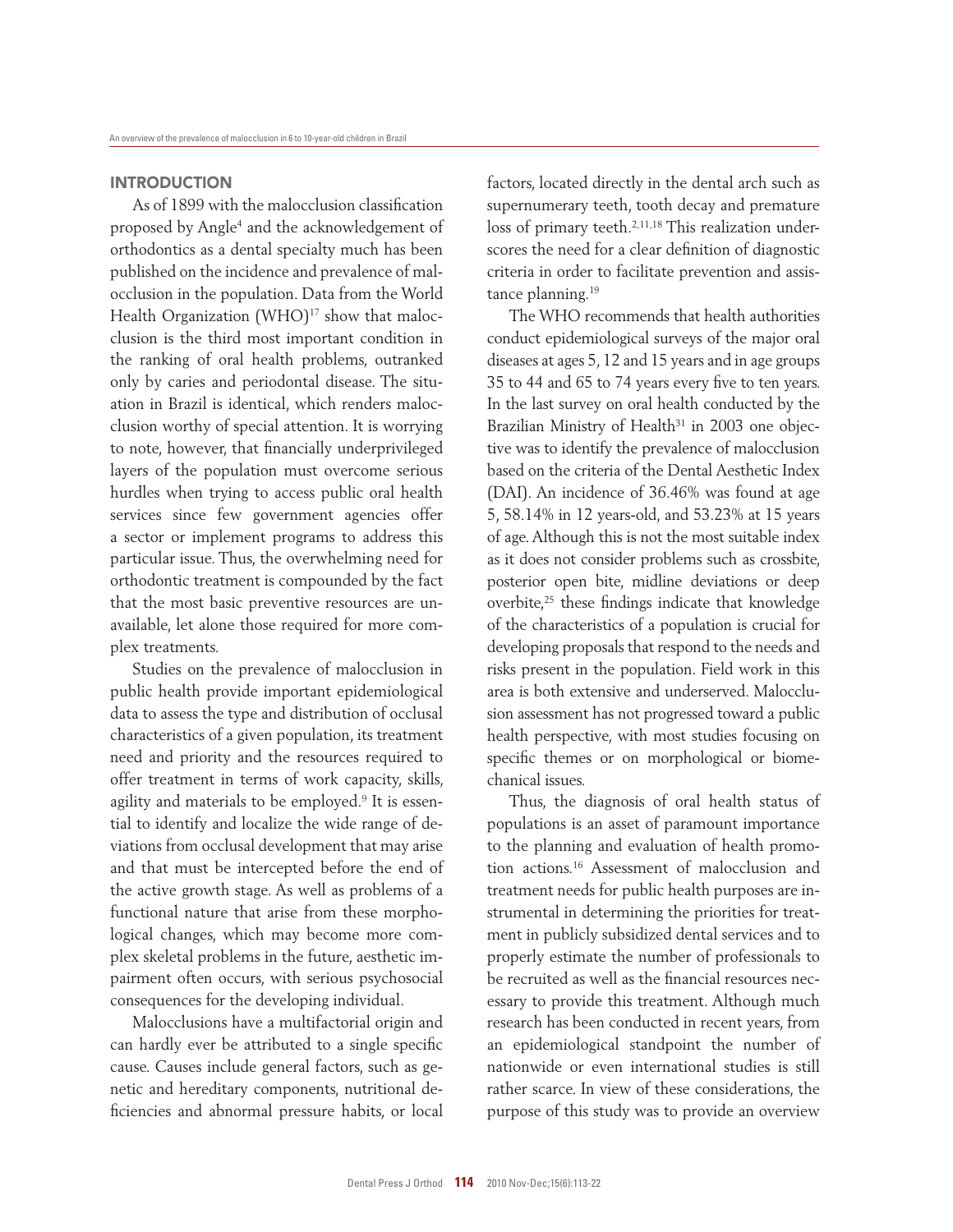## INTRODUCTION

As of 1899 with the malocclusion classification proposed by Angle[4] and the acknowledgement of orthodontics as a dental specialty much has been published on the incidence and prevalence of malocclusion in the population. Data from the World Health Organization (WHO)[17] show that malocclusion is the third most important condition in the ranking of oral health problems, outranked only by caries and periodontal disease. The situation in Brazil is identical, which renders malocclusion worthy of special attention. It is worrying to note, however, that financially underprivileged layers of the population must overcome serious hurdles when trying to access public oral health services since few government agencies offer a sector or implement programs to address this particular issue. Thus, the overwhelming need for orthodontic treatment is compounded by the fact that the most basic preventive resources are unavailable, let alone those required for more complex treatments.

Studies on the prevalence of malocclusion in public health provide important epidemiological data to assess the type and distribution of occlusal characteristics of a given population, its treatment need and priority and the resources required to offer treatment in terms of work capacity, skills, agility and materials to be employed.[9] It is essential to identify and localize the wide range of deviations from occlusal development that may arise and that must be intercepted before the end of the active growth stage. As well as problems of a functional nature that arise from these morphological changes, which may become more complex skeletal problems in the future, aesthetic impairment often occurs, with serious psychosocial consequences for the developing individual.

Malocclusions have a multifactorial origin and can hardly ever be attributed to a single specific cause. Causes include general factors, such as genetic and hereditary components, nutritional deficiencies and abnormal pressure habits, or local factors, located directly in the dental arch such as supernumerary teeth, tooth decay and premature loss of primary teeth.[2,11,18] This realization underscores the need for a clear definition of diagnostic criteria in order to facilitate prevention and assistance planning.[19]

The WHO recommends that health authorities conduct epidemiological surveys of the major oral diseases at ages 5, 12 and 15 years and in age groups 35 to 44 and 65 to 74 years every five to ten years. In the last survey on oral health conducted by the Brazilian Ministry of Health[31] in 2003 one objective was to identify the prevalence of malocclusion based on the criteria of the Dental Aesthetic Index (DAI). An incidence of 36.46% was found at age 5, 58.14% in 12 years-old, and 53.23% at 15 years of age. Although this is not the most suitable index as it does not consider problems such as crossbite, posterior open bite, midline deviations or deep overbite,[25] these findings indicate that knowledge of the characteristics of a population is crucial for developing proposals that respond to the needs and risks present in the population. Field work in this area is both extensive and underserved. Malocclusion assessment has not progressed toward a public health perspective, with most studies focusing on specific themes or on morphological or biomechanical issues.

Thus, the diagnosis of oral health status of populations is an asset of paramount importance to the planning and evaluation of health promotion actions.[16] Assessment of malocclusion and treatment needs for public health purposes are instrumental in determining the priorities for treatment in publicly subsidized dental services and to properly estimate the number of professionals to be recruited as well as the financial resources necessary to provide this treatment. Although much research has been conducted in recent years, from an epidemiological standpoint the number of nationwide or even international studies is still rather scarce. In view of these considerations, the purpose of this study was to provide an overview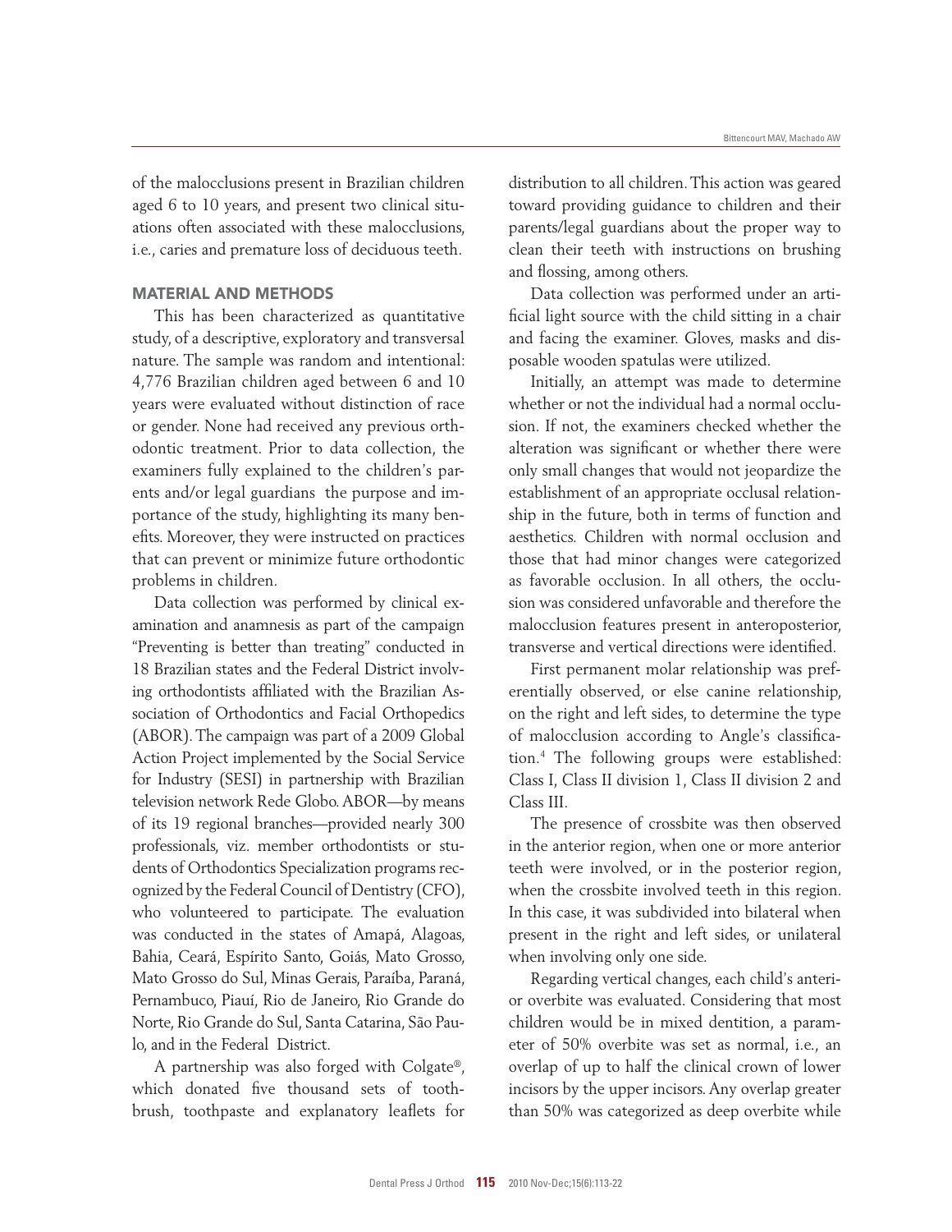of the malocclusions present in Brazilian children aged 6 to 10 years, and present two clinical situations often associated with these malocclusions, i.e., caries and premature loss of deciduous teeth.

## MATERIAL AND METHODS

This has been characterized as quantitative study, of a descriptive, exploratory and transversal nature. The sample was random and intentional: 4,776 Brazilian children aged between 6 and 10 years were evaluated without distinction of race or gender. None had received any previous orthodontic treatment. Prior to data collection, the examiners fully explained to the children's parents and/or legal guardians the purpose and importance of the study, highlighting its many benefits. Moreover, they were instructed on practices that can prevent or minimize future orthodontic problems in children.

Data collection was performed by clinical examination and anamnesis as part of the campaign "Preventing is better than treating" conducted in 18 Brazilian states and the Federal District involving orthodontists affiliated with the Brazilian Association of Orthodontics and Facial Orthopedics (ABOR). The campaign was part of a 2009 Global Action Project implemented by the Social Service for Industry (SESI) in partnership with Brazilian television network Rede Globo. ABOR—by means of its 19 regional branches—provided nearly 300 professionals, viz. member orthodontists or students of Orthodontics Specialization programs recognized by the Federal Council of Dentistry (CFO), who volunteered to participate. The evaluation was conducted in the states of Amapá, Alagoas, Bahia, Ceará, Espírito Santo, Goiás, Mato Grosso, Mato Grosso do Sul, Minas Gerais, Paraíba, Paraná, Pernambuco, Piauí, Rio de Janeiro, Rio Grande do Norte, Rio Grande do Sul, Santa Catarina, São Paulo, and in the Federal District.

A partnership was also forged with Colgate®, which donated five thousand sets of toothbrush, toothpaste and explanatory leaflets for distribution to all children. This action was geared toward providing guidance to children and their parents/legal guardians about the proper way to clean their teeth with instructions on brushing and flossing, among others.

Data collection was performed under an artificial light source with the child sitting in a chair and facing the examiner. Gloves, masks and disposable wooden spatulas were utilized.

Initially, an attempt was made to determine whether or not the individual had a normal occlusion. If not, the examiners checked whether the alteration was significant or whether there were only small changes that would not jeopardize the establishment of an appropriate occlusal relationship in the future, both in terms of function and aesthetics. Children with normal occlusion and those that had minor changes were categorized as favorable occlusion. In all others, the occlusion was considered unfavorable and therefore the malocclusion features present in anteroposterior, transverse and vertical directions were identified.

First permanent molar relationship was preferentially observed, or else canine relationship, on the right and left sides, to determine the type of malocclusion according to Angle's classification.[4] The following groups were established: Class I, Class II division 1, Class II division 2 and Class III.

The presence of crossbite was then observed in the anterior region, when one or more anterior teeth were involved, or in the posterior region, when the crossbite involved teeth in this region. In this case, it was subdivided into bilateral when present in the right and left sides, or unilateral when involving only one side.

Regarding vertical changes, each child's anterior overbite was evaluated. Considering that most children would be in mixed dentition, a parameter of 50% overbite was set as normal, i.e., an overlap of up to half the clinical crown of lower incisors by the upper incisors. Any overlap greater than 50% was categorized as deep overbite while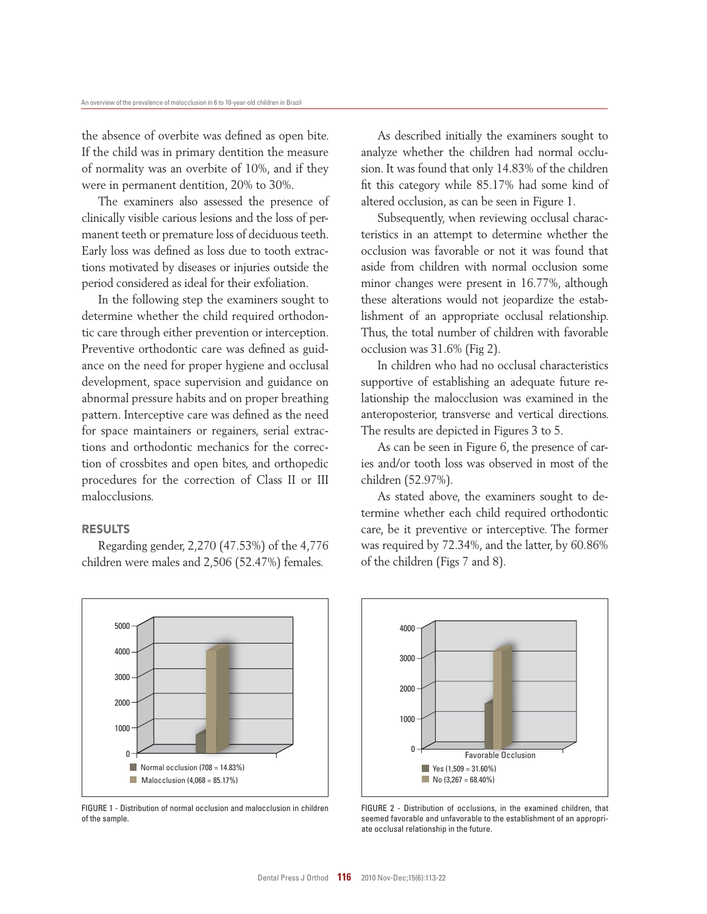the absence of overbite was defined as open bite. If the child was in primary dentition the measure of normality was an overbite of 10%, and if they were in permanent dentition, 20% to 30%.

The examiners also assessed the presence of clinically visible carious lesions and the loss of permanent teeth or premature loss of deciduous teeth. Early loss was defined as loss due to tooth extractions motivated by diseases or injuries outside the period considered as ideal for their exfoliation.

In the following step the examiners sought to determine whether the child required orthodontic care through either prevention or interception. Preventive orthodontic care was defined as guidance on the need for proper hygiene and occlusal development, space supervision and guidance on abnormal pressure habits and on proper breathing pattern. Interceptive care was defined as the need for space maintainers or regainers, serial extractions and orthodontic mechanics for the correction of crossbites and open bites, and orthopedic procedures for the correction of Class II or III malocclusions.

## RESULTS

Regarding gender, 2,270 (47.53%) of the 4,776 children were males and 2,506 (52.47%) females.

As described initially the examiners sought to analyze whether the children had normal occlusion. It was found that only 14.83% of the children fit this category while 85.17% had some kind of altered occlusion, as can be seen in Figure 1.

Subsequently, when reviewing occlusal characteristics in an attempt to determine whether the occlusion was favorable or not it was found that aside from children with normal occlusion some minor changes were present in 16.77%, although these alterations would not jeopardize the establishment of an appropriate occlusal relationship. Thus, the total number of children with favorable occlusion was 31.6% (Fig 2).

In children who had no occlusal characteristics supportive of establishing an adequate future relationship the malocclusion was examined in the anteroposterior, transverse and vertical directions. The results are depicted in Figures 3 to 5.

As can be seen in Figure 6, the presence of caries and/or tooth loss was observed in most of the children (52.97%).

As stated above, the examiners sought to determine whether each child required orthodontic care, be it preventive or interceptive. The former was required by 72.34%, and the latter, by 60.86% of the children (Figs 7 and 8).

Normal occlusion (708 = 14.83%)
Malocclusion (4,068 = 85.17%)

FIGURE 1 - Distribution of normal occlusion and malocclusion in children of the sample.

Favorable Occlusion
Yes (1,509 = 31.60%)
No (3,267 = 68.40%)

FIGURE 2 - Distribution of occlusions, in the examined children, that seemed favorable and unfavorable to the establishment of an appropriate occlusal relationship in the future.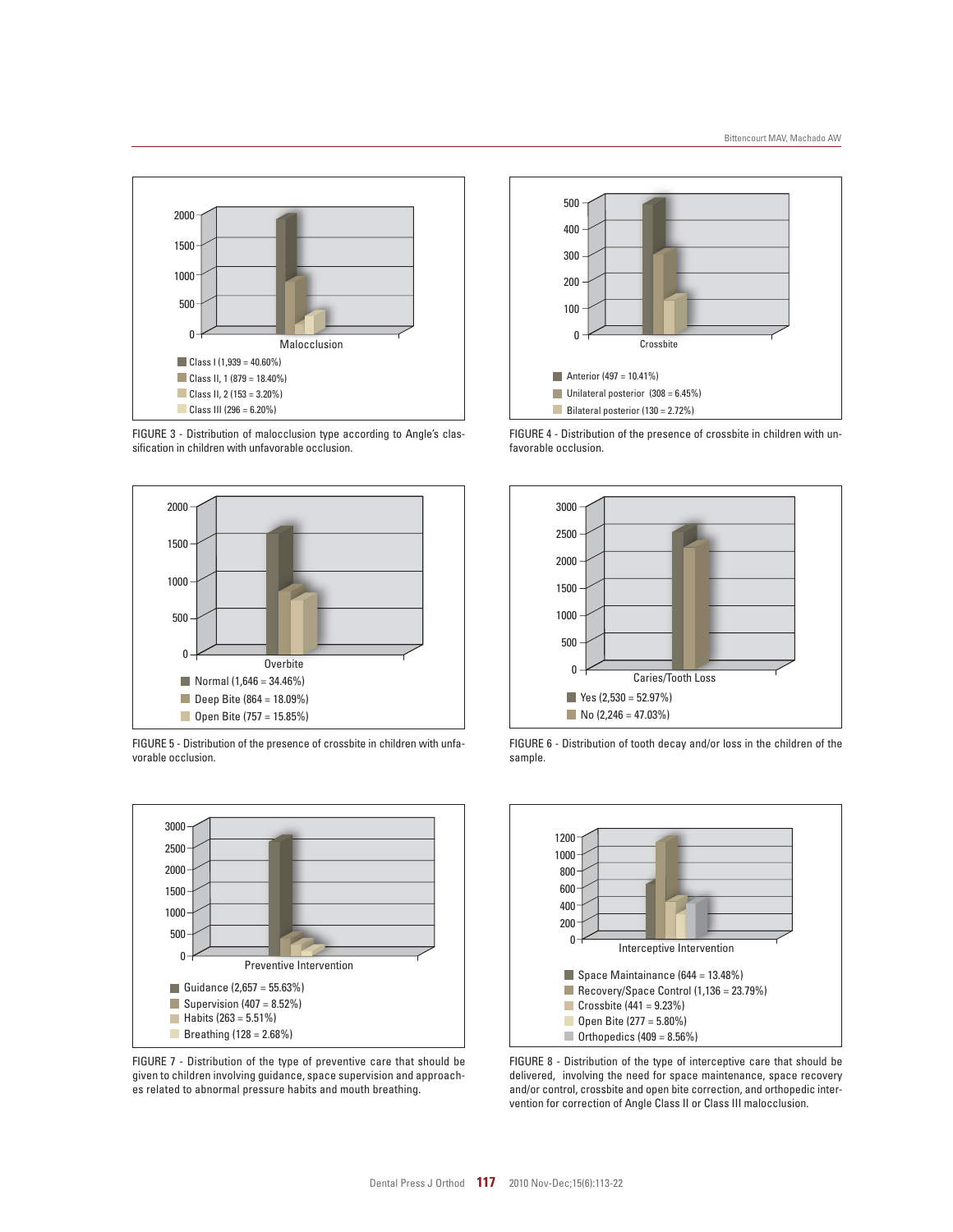Malocclusion

- Class I (1,939 = 40.60%)
- Class II, 1 (879 = 18.40%)
- Class II, 2 (153 = 3.20%)
- Class III (296 = 6.20%)

FIGURE 3 - Distribution of malocclusion type according to Angle's classification in children with unfavorable occlusion.

Crossbite

- Anterior (497 = 10.41%)
- Unilateral posterior (308 = 6.45%)
- Bilateral posterior (130 = 2.72%)

FIGURE 4 - Distribution of the presence of crossbite in children with unfavorable occlusion.

Overbite

- Normal (1,646 = 34.46%)
- Deep Bite (864 = 18.09%)
- Open Bite (757 = 15.85%)

FIGURE 5 - Distribution of the presence of crossbite in children with unfavorable occlusion.

Caries/Tooth Loss

- Yes (2,530 = 52.97%)
- No (2,246 = 47.03%)

FIGURE 6 - Distribution of tooth decay and/or loss in the children of the sample.

Preventive Intervention

- Guidance (2,657 = 55.63%)
- Supervision (407 = 8.52%)
- Habits (263 = 5.51%)
- Breathing (128 = 2.68%)

FIGURE 7 - Distribution of the type of preventive care that should be given to children involving guidance, space supervision and approaches related to abnormal pressure habits and mouth breathing.

Interceptive Intervention

- Space Maintainance (644 = 13.48%)
- Recovery/Space Control (1,136 = 23.79%)
- Crossbite (441 = 9.23%)
- Open Bite (277 = 5.80%)
- Orthopedics (409 = 8.56%)

FIGURE 8 - Distribution of the type of interceptive care that should be delivered, involving the need for space maintenance, space recovery and/or control, crossbite and open bite correction, and orthopedic intervention for correction of Angle Class II or Class III malocclusion.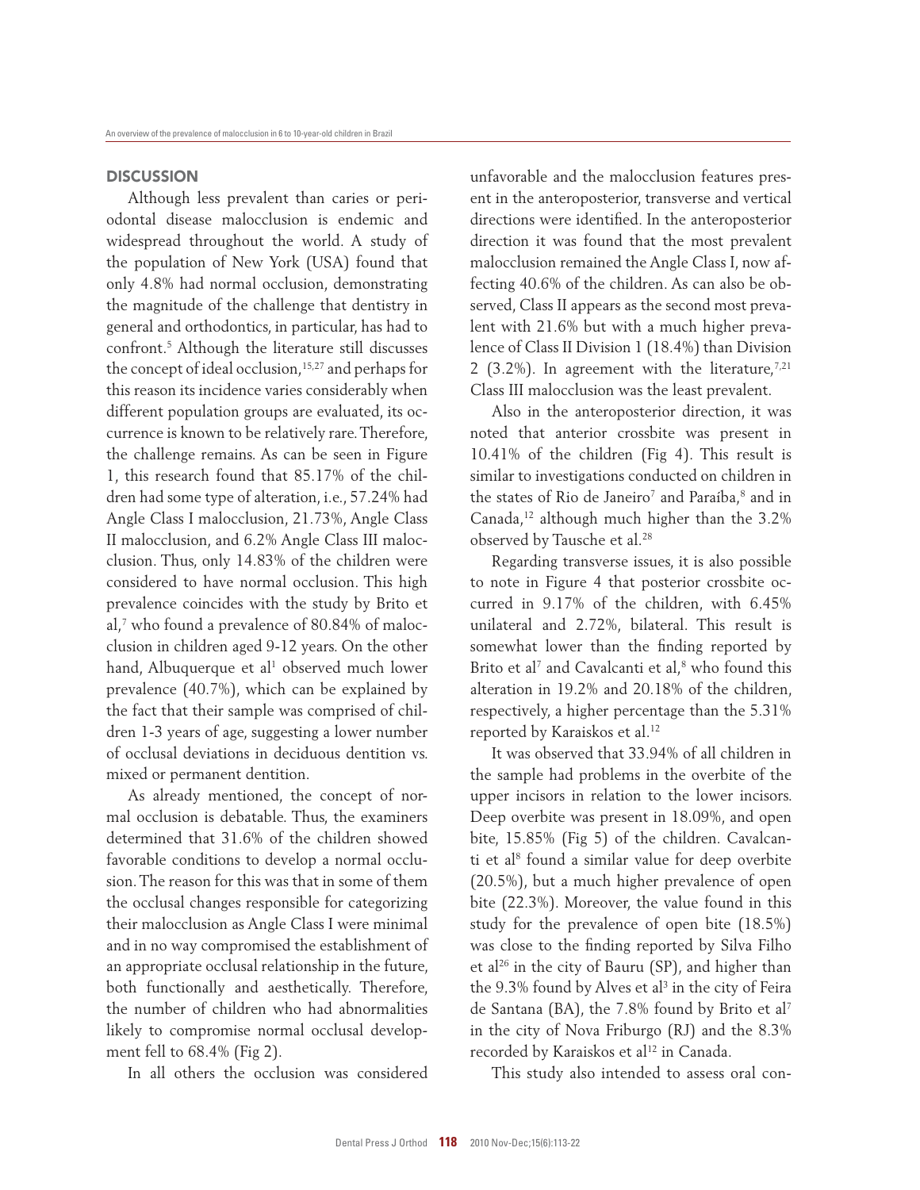## DISCUSSION

Although less prevalent than caries or periodontal disease malocclusion is endemic and widespread throughout the world. A study of the population of New York (USA) found that only 4.8% had normal occlusion, demonstrating the magnitude of the challenge that dentistry in general and orthodontics, in particular, has had to confront.[5] Although the literature still discusses the concept of ideal occlusion,[15,27] and perhaps for this reason its incidence varies considerably when different population groups are evaluated, its occurrence is known to be relatively rare. Therefore, the challenge remains. As can be seen in Figure 1, this research found that 85.17% of the children had some type of alteration, i.e., 57.24% had Angle Class I malocclusion, 21.73%, Angle Class II malocclusion, and 6.2% Angle Class III malocclusion. Thus, only 14.83% of the children were considered to have normal occlusion. This high prevalence coincides with the study by Brito et al,[7] who found a prevalence of 80.84% of malocclusion in children aged 9-12 years. On the other hand, Albuquerque et al[1] observed much lower prevalence (40.7%), which can be explained by the fact that their sample was comprised of children 1-3 years of age, suggesting a lower number of occlusal deviations in deciduous dentition vs. mixed or permanent dentition.

As already mentioned, the concept of normal occlusion is debatable. Thus, the examiners determined that 31.6% of the children showed favorable conditions to develop a normal occlusion. The reason for this was that in some of them the occlusal changes responsible for categorizing their malocclusion as Angle Class I were minimal and in no way compromised the establishment of an appropriate occlusal relationship in the future, both functionally and aesthetically. Therefore, the number of children who had abnormalities likely to compromise normal occlusal development fell to 68.4% (Fig 2).

In all others the occlusion was considered unfavorable and the malocclusion features present in the anteroposterior, transverse and vertical directions were identified. In the anteroposterior direction it was found that the most prevalent malocclusion remained the Angle Class I, now affecting 40.6% of the children. As can also be observed, Class II appears as the second most prevalent with 21.6% but with a much higher prevalence of Class II Division 1 (18.4%) than Division 2 (3.2%). In agreement with the literature,[7,21] Class III malocclusion was the least prevalent.

Also in the anteroposterior direction, it was noted that anterior crossbite was present in 10.41% of the children (Fig 4). This result is similar to investigations conducted on children in the states of Rio de Janeiro[7] and Paraíba,[8] and in Canada,[12] although much higher than the 3.2% observed by Tausche et al.[28]

Regarding transverse issues, it is also possible to note in Figure 4 that posterior crossbite occurred in 9.17% of the children, with 6.45% unilateral and 2.72%, bilateral. This result is somewhat lower than the finding reported by Brito et al[7] and Cavalcanti et al,[8] who found this alteration in 19.2% and 20.18% of the children, respectively, a higher percentage than the 5.31% reported by Karaiskos et al.[12]

It was observed that 33.94% of all children in the sample had problems in the overbite of the upper incisors in relation to the lower incisors. Deep overbite was present in 18.09%, and open bite, 15.85% (Fig 5) of the children. Cavalcanti et al[8] found a similar value for deep overbite (20.5%), but a much higher prevalence of open bite (22.3%). Moreover, the value found in this study for the prevalence of open bite (18.5%) was close to the finding reported by Silva Filho et al[26] in the city of Bauru (SP), and higher than the 9.3% found by Alves et al[3] in the city of Feira de Santana (BA), the 7.8% found by Brito et al[7] in the city of Nova Friburgo (RJ) and the 8.3% recorded by Karaiskos et al[12] in Canada.

This study also intended to assess oral con-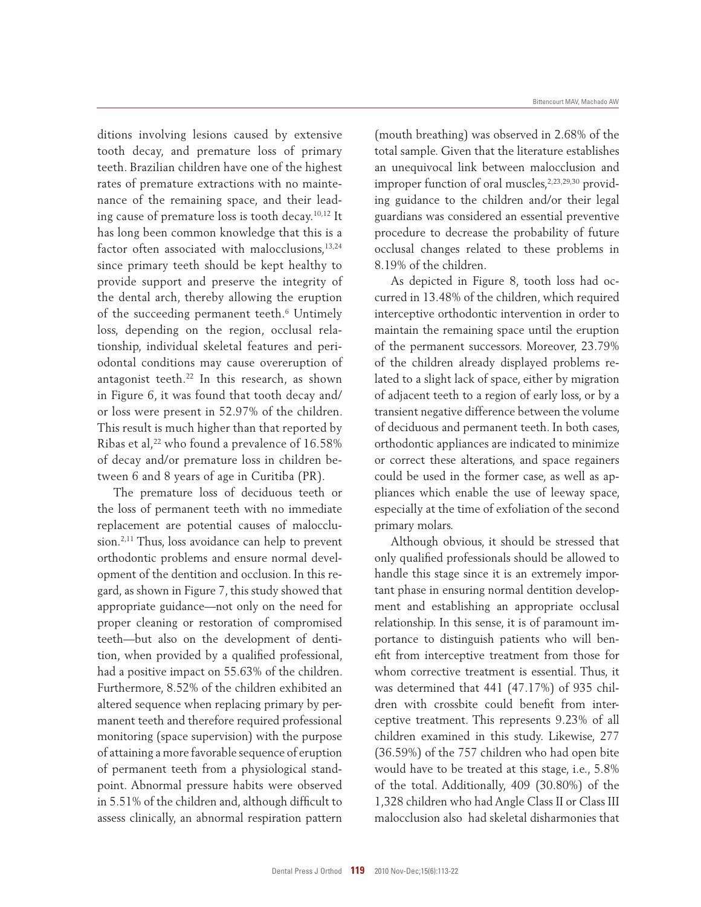ditions involving lesions caused by extensive tooth decay, and premature loss of primary teeth. Brazilian children have one of the highest rates of premature extractions with no maintenance of the remaining space, and their leading cause of premature loss is tooth decay.[10,12] It has long been common knowledge that this is a factor often associated with malocclusions,[13,24] since primary teeth should be kept healthy to provide support and preserve the integrity of the dental arch, thereby allowing the eruption of the succeeding permanent teeth.[6] Untimely loss, depending on the region, occlusal relationship, individual skeletal features and periodontal conditions may cause overeruption of antagonist teeth.[22] In this research, as shown in Figure 6, it was found that tooth decay and/or loss were present in 52.97% of the children. This result is much higher than that reported by Ribas et al,[22] who found a prevalence of 16.58% of decay and/or premature loss in children between 6 and 8 years of age in Curitiba (PR).

The premature loss of deciduous teeth or the loss of permanent teeth with no immediate replacement are potential causes of malocclusion.[2,11] Thus, loss avoidance can help to prevent orthodontic problems and ensure normal development of the dentition and occlusion. In this regard, as shown in Figure 7, this study showed that appropriate guidance—not only on the need for proper cleaning or restoration of compromised teeth—but also on the development of dentition, when provided by a qualified professional, had a positive impact on 55.63% of the children. Furthermore, 8.52% of the children exhibited an altered sequence when replacing primary by permanent teeth and therefore required professional monitoring (space supervision) with the purpose of attaining a more favorable sequence of eruption of permanent teeth from a physiological standpoint. Abnormal pressure habits were observed in 5.51% of the children and, although difficult to assess clinically, an abnormal respiration pattern (mouth breathing) was observed in 2.68% of the total sample. Given that the literature establishes an unequivocal link between malocclusion and improper function of oral muscles,[2,23,29,30] providing guidance to the children and/or their legal guardians was considered an essential preventive procedure to decrease the probability of future occlusal changes related to these problems in 8.19% of the children.

As depicted in Figure 8, tooth loss had occurred in 13.48% of the children, which required interceptive orthodontic intervention in order to maintain the remaining space until the eruption of the permanent successors. Moreover, 23.79% of the children already displayed problems related to a slight lack of space, either by migration of adjacent teeth to a region of early loss, or by a transient negative difference between the volume of deciduous and permanent teeth. In both cases, orthodontic appliances are indicated to minimize or correct these alterations, and space regainers could be used in the former case, as well as appliances which enable the use of leeway space, especially at the time of exfoliation of the second primary molars.

Although obvious, it should be stressed that only qualified professionals should be allowed to handle this stage since it is an extremely important phase in ensuring normal dentition development and establishing an appropriate occlusal relationship. In this sense, it is of paramount importance to distinguish patients who will benefit from interceptive treatment from those for whom corrective treatment is essential. Thus, it was determined that 441 (47.17%) of 935 children with crossbite could benefit from interceptive treatment. This represents 9.23% of all children examined in this study. Likewise, 277 (36.59%) of the 757 children who had open bite would have to be treated at this stage, i.e., 5.8% of the total. Additionally, 409 (30.80%) of the 1,328 children who had Angle Class II or Class III malocclusion also had skeletal disharmonies that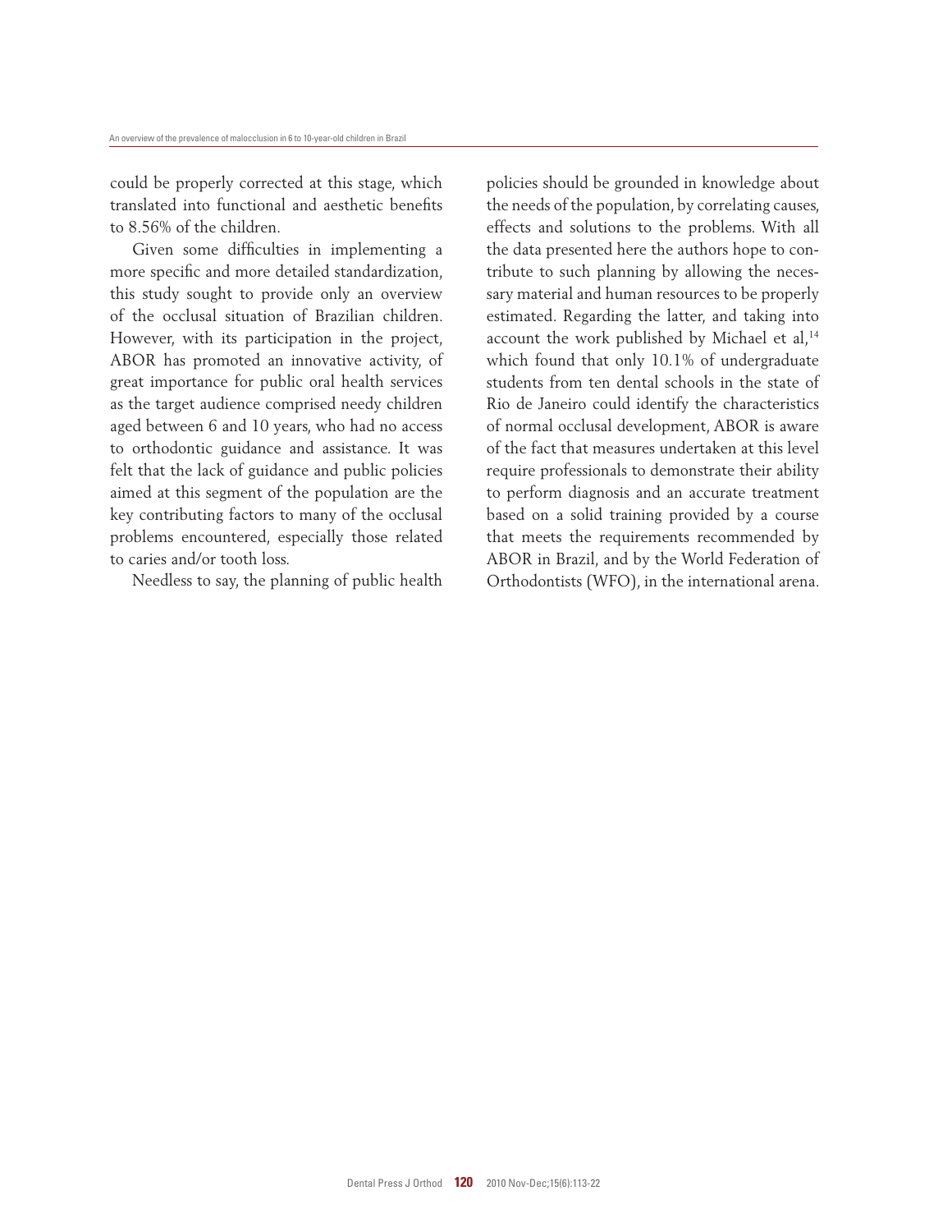could be properly corrected at this stage, which translated into functional and aesthetic benefits to 8.56% of the children.

Given some difficulties in implementing a more specific and more detailed standardization, this study sought to provide only an overview of the occlusal situation of Brazilian children. However, with its participation in the project, ABOR has promoted an innovative activity, of great importance for public oral health services as the target audience comprised needy children aged between 6 and 10 years, who had no access to orthodontic guidance and assistance. It was felt that the lack of guidance and public policies aimed at this segment of the population are the key contributing factors to many of the occlusal problems encountered, especially those related to caries and/or tooth loss.

Needless to say, the planning of public health policies should be grounded in knowledge about the needs of the population, by correlating causes, effects and solutions to the problems. With all the data presented here the authors hope to contribute to such planning by allowing the necessary material and human resources to be properly estimated. Regarding the latter, and taking into account the work published by Michael et al,[14] which found that only 10.1% of undergraduate students from ten dental schools in the state of Rio de Janeiro could identify the characteristics of normal occlusal development, ABOR is aware of the fact that measures undertaken at this level require professionals to demonstrate their ability to perform diagnosis and an accurate treatment based on a solid training provided by a course that meets the requirements recommended by ABOR in Brazil, and by the World Federation of Orthodontists (WFO), in the international arena.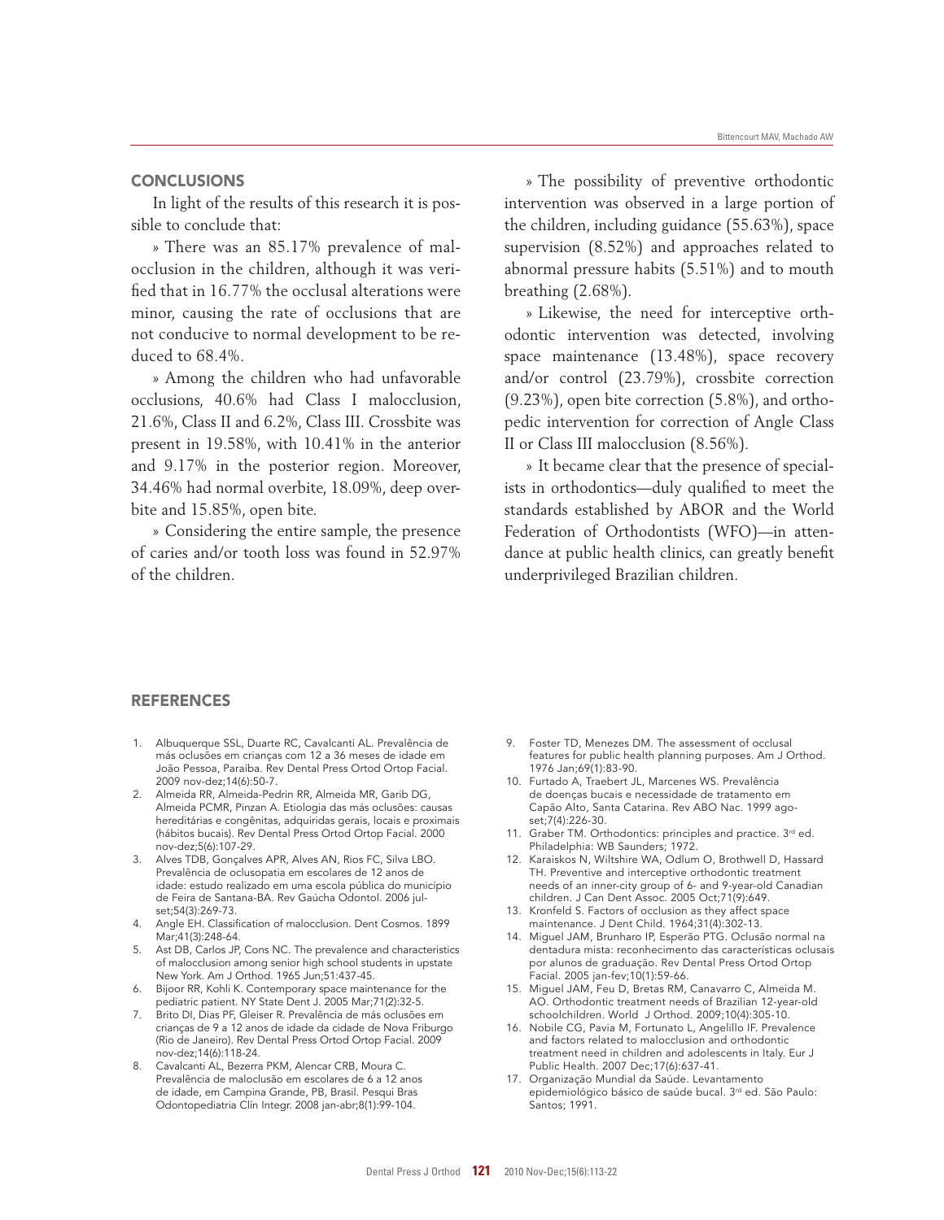## CONCLUSIONS

In light of the results of this research it is possible to conclude that:

» There was an 85.17% prevalence of malocclusion in the children, although it was verified that in 16.77% the occlusal alterations were minor, causing the rate of occlusions that are not conducive to normal development to be reduced to 68.4%.

» Among the children who had unfavorable occlusions, 40.6% had Class I malocclusion, 21.6%, Class II and 6.2%, Class III. Crossbite was present in 19.58%, with 10.41% in the anterior and 9.17% in the posterior region. Moreover, 34.46% had normal overbite, 18.09%, deep overbite and 15.85%, open bite.

» Considering the entire sample, the presence of caries and/or tooth loss was found in 52.97% of the children.

» The possibility of preventive orthodontic intervention was observed in a large portion of the children, including guidance (55.63%), space supervision (8.52%) and approaches related to abnormal pressure habits (5.51%) and to mouth breathing (2.68%).

» Likewise, the need for interceptive orthodontic intervention was detected, involving space maintenance (13.48%), space recovery and/or control (23.79%), crossbite correction (9.23%), open bite correction (5.8%), and orthopedic intervention for correction of Angle Class II or Class III malocclusion (8.56%).

» It became clear that the presence of specialists in orthodontics—duly qualified to meet the standards established by ABOR and the World Federation of Orthodontists (WFO)—in attendance at public health clinics, can greatly benefit underprivileged Brazilian children.

## REFERENCES

1. Albuquerque SSL, Duarte RC, Cavalcanti AL. Prevalência de más oclusões em crianças com 12 a 36 meses de idade em João Pessoa, Paraíba. Rev Dental Press Ortod Ortop Facial. 2009 nov-dez;14(6):50-7.
2. Almeida RR, Almeida-Pedrin RR, Almeida MR, Garib DG, Almeida PCMR, Pinzan A. Etiologia das más oclusões: causas hereditárias e congênitas, adquiridas gerais, locais e proximais (hábitos bucais). Rev Dental Press Ortod Ortop Facial. 2000 nov-dez;5(6):107-29.
3. Alves TDB, Gonçalves APR, Alves AN, Rios FC, Silva LBO. Prevalência de oclusopatia em escolares de 12 anos de idade: estudo realizado em uma escola pública do município de Feira de Santana-BA. Rev Gaúcha Odontol. 2006 jul-set;54(3):269-73.
4. Angle EH. Classification of malocclusion. Dent Cosmos. 1899 Mar;41(3):248-64.
5. Ast DB, Carlos JP, Cons NC. The prevalence and characteristics of malocclusion among senior high school students in upstate New York. Am J Orthod. 1965 Jun;51:437-45.
6. Bijoor RR, Kohli K. Contemporary space maintenance for the pediatric patient. NY State Dent J. 2005 Mar;71(2):32-5.
7. Brito DI, Dias PF, Gleiser R. Prevalência de más oclusões em crianças de 9 a 12 anos de idade da cidade de Nova Friburgo (Rio de Janeiro). Rev Dental Press Ortod Ortop Facial. 2009 nov-dez;14(6):118-24.
8. Cavalcanti AL, Bezerra PKM, Alencar CRB, Moura C. Prevalência de maloclusão em escolares de 6 a 12 anos de idade, em Campina Grande, PB, Brasil. Pesqui Bras Odontopediatria Clín Integr. 2008 jan-abr;8(1):99-104.
9. Foster TD, Menezes DM. The assessment of occlusal features for public health planning purposes. Am J Orthod. 1976 Jan;69(1):83-90.
10. Furtado A, Traebert JL, Marcenes WS. Prevalência de doenças bucais e necessidade de tratamento em Capão Alto, Santa Catarina. Rev ABO Nac. 1999 ago-set;7(4):226-30.
11. Graber TM. Orthodontics: principles and practice. 3rd ed. Philadelphia: WB Saunders; 1972.
12. Karaiskos N, Wiltshire WA, Odlum O, Brothwell D, Hassard TH. Preventive and interceptive orthodontic treatment needs of an inner-city group of 6- and 9-year-old Canadian children. J Can Dent Assoc. 2005 Oct;71(9):649.
13. Kronfeld S. Factors of occlusion as they affect space maintenance. J Dent Child. 1964;31(4):302-13.
14. Miguel JAM, Brunharo IP, Esperão PTG. Oclusão normal na dentadura mista: reconhecimento das características oclusais por alunos de graduação. Rev Dental Press Ortod Ortop Facial. 2005 jan-fev;10(1):59-66.
15. Miguel JAM, Feu D, Bretas RM, Canavarro C, Almeida M. AO. Orthodontic treatment needs of Brazilian 12-year-old schoolchildren. World J Orthod. 2009;10(4):305-10.
16. Nobile CG, Pavia M, Fortunato L, Angelillo IF. Prevalence and factors related to malocclusion and orthodontic treatment need in children and adolescents in Italy. Eur J Public Health. 2007 Dec;17(6):637-41.
17. Organização Mundial da Saúde. Levantamento epidemiológico básico de saúde bucal. 3rd ed. São Paulo: Santos; 1991.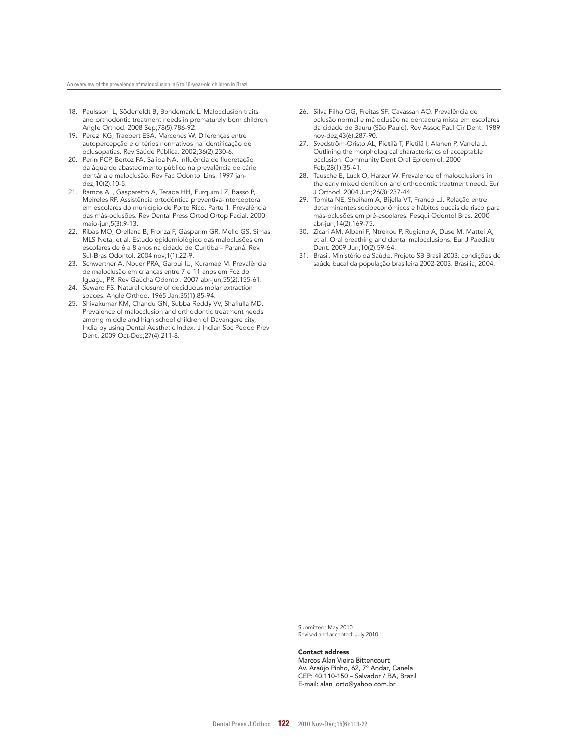18. Paulsson L, Söderfeldt B, Bondemark L. Malocclusion traits and orthodontic treatment needs in prematurely born children. Angle Orthod. 2008 Sep;78(5):786-92.
19. Perez KG, Traebert ESA, Marcenes W. Diferenças entre autopercepção e critérios normativos na identificação de oclusopatias. Rev Saúde Pública. 2002;36(2):230-6.
20. Perin PCP, Bertoz FA, Saliba NA. Influência de fluoretação da água de abastecimento público na prevalência de cárie dentária e maloclusão. Rev Fac Odontol Lins. 1997 jan-dez;10(2):10-5.
21. Ramos AL, Gasparetto A, Terada HH, Furquim LZ, Basso P, Meireles RP. Assistência ortodôntica preventiva-interceptora em escolares do município de Porto Rico. Parte 1: Prevalência das más-oclusões. Rev Dental Press Ortod Ortop Facial. 2000 maio-jun;5(3):9-13.
22. Ribas MO, Orellana B, Fronza F, Gasparim GR, Mello GS, Simas MLS Neta, et al. Estudo epidemiológico das maloclusões em escolares de 6 a 8 anos na cidade de Curitiba – Paraná. Rev. Sul-Bras Odontol. 2004 nov;1(1):22-9.
23. Schwertner A, Nouer PRA, Garbui IU, Kuramae M. Prevalência de maloclusão em crianças entre 7 e 11 anos em Foz do Iguaçu, PR. Rev Gaúcha Odontol. 2007 abr-jun;55(2):155-61.
24. Seward FS. Natural closure of deciduous molar extraction spaces. Angle Orthod. 1965 Jan;35(1):85-94.
25. Shivakumar KM, Chandu GN, Subba Reddy VV, Shafiulla MD. Prevalence of malocclusion and orthodontic treatment needs among middle and high school children of Davangere city, India by using Dental Aesthetic Index. J Indian Soc Pedod Prev Dent. 2009 Oct-Dec;27(4):211-8.
26. Silva Filho OG, Freitas SF, Cavassan AO. Prevalência de oclusão normal e má oclusão na dentadura mista em escolares da cidade de Bauru (São Paulo). Rev Assoc Paul Cir Dent. 1989 nov-dez;43(6):287-90.
27. Svedström-Oristo AL, Pietilä T, Pietilä I, Alanen P, Varrela J. Outlining the morphological characteristics of acceptable occlusion. Community Dent Oral Epidemiol. 2000 Feb;28(1):35-41.
28. Tausche E, Luck O, Harzer W. Prevalence of malocclusions in the early mixed dentition and orthodontic treatment need. Eur J Orthod. 2004 Jun;26(3):237-44.
29. Tomita NE, Sheiham A, Bijella VT, Franco LJ. Relação entre determinantes socioeconômicos e hábitos bucais de risco para más-oclusões em pré-escolares. Pesqui Odontol Bras. 2000 abr-jun;14(2):169-75.
30. Zicari AM, Albani F, Ntrekou P, Rugiano A, Duse M, Mattei A, et al. Oral breathing and dental malocclusions. Eur J Paediatr Dent. 2009 Jun;10(2):59-64.
31. Brasil. Ministério da Saúde. Projeto SB Brasil 2003: condições de saúde bucal da população brasileira 2002-2003. Brasília; 2004.

Submitted: May 2010
Revised and accepted: July 2010

**Contact address**
Marcos Alan Vieira Bittencourt
Av. Araújo Pinho, 62, 7º Andar, Canela
CEP: 40.110-150 – Salvador / BA, Brazil
E-mail: alan_orto@yahoo.com.br